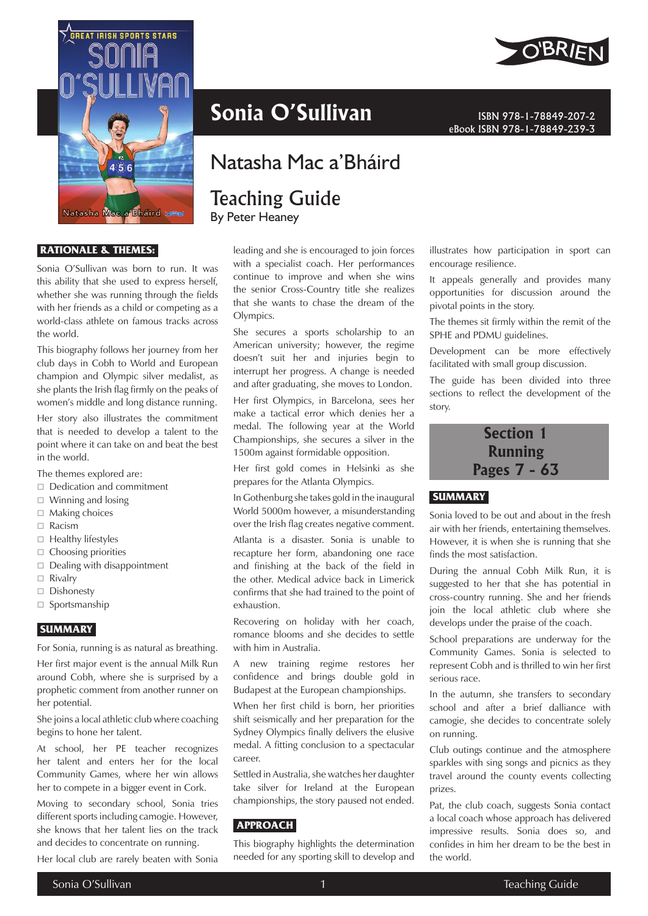# Sonia O'Sullivan

ISBN 978-1-78849-207-2
eBook ISBN 978-1-78849-239-3

## Natasha Mac a'Bháird

## Teaching Guide

By Peter Heaney

### RATIONALE & THEMES:

Sonia O'Sullivan was born to run. It was this ability that she used to express herself, whether she was running through the fields with her friends as a child or competing as a world-class athlete on famous tracks across the world.

This biography follows her journey from her club days in Cobh to World and European champion and Olympic silver medalist, as she plants the Irish flag firmly on the peaks of women's middle and long distance running.

Her story also illustrates the commitment that is needed to develop a talent to the point where it can take on and beat the best in the world.

The themes explored are:

- Dedication and commitment
- Winning and losing
- Making choices
- Racism
- Healthy lifestyles
- Choosing priorities
- Dealing with disappointment
- Rivalry
- Dishonesty
- Sportsmanship

### SUMMARY

For Sonia, running is as natural as breathing.

Her first major event is the annual Milk Run around Cobh, where she is surprised by a prophetic comment from another runner on her potential.

She joins a local athletic club where coaching begins to hone her talent.

At school, her PE teacher recognizes her talent and enters her for the local Community Games, where her win allows her to compete in a bigger event in Cork.

Moving to secondary school, Sonia tries different sports including camogie. However, she knows that her talent lies on the track and decides to concentrate on running.

Her local club are rarely beaten with Sonia leading and she is encouraged to join forces with a specialist coach. Her performances continue to improve and when she wins the senior Cross-Country title she realizes that she wants to chase the dream of the Olympics.

She secures a sports scholarship to an American university; however, the regime doesn't suit her and injuries begin to interrupt her progress. A change is needed and after graduating, she moves to London.

Her first Olympics, in Barcelona, sees her make a tactical error which denies her a medal. The following year at the World Championships, she secures a silver in the 1500m against formidable opposition.

Her first gold comes in Helsinki as she prepares for the Atlanta Olympics.

In Gothenburg she takes gold in the inaugural World 5000m however, a misunderstanding over the Irish flag creates negative comment.

Atlanta is a disaster. Sonia is unable to recapture her form, abandoning one race and finishing at the back of the field in the other. Medical advice back in Limerick confirms that she had trained to the point of exhaustion.

Recovering on holiday with her coach, romance blooms and she decides to settle with him in Australia.

A new training regime restores her confidence and brings double gold in Budapest at the European championships.

When her first child is born, her priorities shift seismically and her preparation for the Sydney Olympics finally delivers the elusive medal. A fitting conclusion to a spectacular career.

Settled in Australia, she watches her daughter take silver for Ireland at the European championships, the story paused not ended.

### APPROACH

This biography highlights the determination needed for any sporting skill to develop and illustrates how participation in sport can encourage resilience.

It appeals generally and provides many opportunities for discussion around the pivotal points in the story.

The themes sit firmly within the remit of the SPHE and PDMU guidelines.

Development can be more effectively facilitated with small group discussion.

The guide has been divided into three sections to reflect the development of the story.

## Section 1
## Running
## Pages 7 - 63

### SUMMARY

Sonia loved to be out and about in the fresh air with her friends, entertaining themselves. However, it is when she is running that she finds the most satisfaction.

During the annual Cobh Milk Run, it is suggested to her that she has potential in cross-country running. She and her friends join the local athletic club where she develops under the praise of the coach.

School preparations are underway for the Community Games. Sonia is selected to represent Cobh and is thrilled to win her first serious race.

In the autumn, she transfers to secondary school and after a brief dalliance with camogie, she decides to concentrate solely on running.

Club outings continue and the atmosphere sparkles with sing songs and picnics as they travel around the county events collecting prizes.

Pat, the club coach, suggests Sonia contact a local coach whose approach has delivered impressive results. Sonia does so, and confides in him her dream to be the best in the world.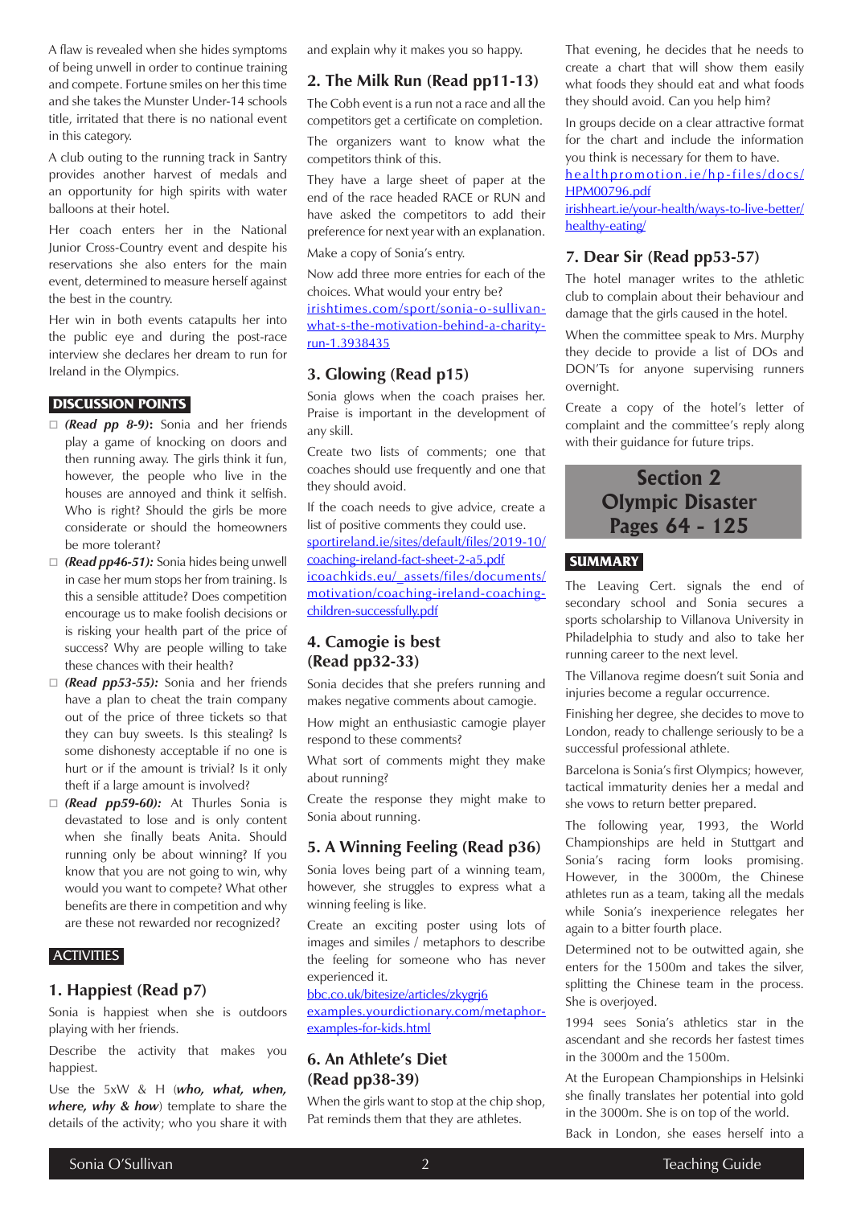A flaw is revealed when she hides symptoms of being unwell in order to continue training and compete. Fortune smiles on her this time and she takes the Munster Under-14 schools title, irritated that there is no national event in this category.

A club outing to the running track in Santry provides another harvest of medals and an opportunity for high spirits with water balloons at their hotel.

Her coach enters her in the National Junior Cross-Country event and despite his reservations she also enters for the main event, determined to measure herself against the best in the country.

Her win in both events catapults her into the public eye and during the post-race interview she declares her dream to run for Ireland in the Olympics.

## DISCUSSION POINTS

- ***(Read pp 8-9)*:** Sonia and her friends play a game of knocking on doors and then running away. The girls think it fun, however, the people who live in the houses are annoyed and think it selfish. Who is right? Should the girls be more considerate or should the homeowners be more tolerant?
- ***(Read pp46-51):*** Sonia hides being unwell in case her mum stops her from training. Is this a sensible attitude? Does competition encourage us to make foolish decisions or is risking your health part of the price of success? Why are people willing to take these chances with their health?
- ***(Read pp53-55):*** Sonia and her friends have a plan to cheat the train company out of the price of three tickets so that they can buy sweets. Is this stealing? Is some dishonesty acceptable if no one is hurt or if the amount is trivial? Is it only theft if a large amount is involved?
- ***(Read pp59-60):*** At Thurles Sonia is devastated to lose and is only content when she finally beats Anita. Should running only be about winning? If you know that you are not going to win, why would you want to compete? What other benefits are there in competition and why are these not rewarded nor recognized?

## ACTIVITIES

### 1. Happiest (Read p7)

Sonia is happiest when she is outdoors playing with her friends.

Describe the activity that makes you happiest.

Use the 5xW & H (***who, what, when, where, why & how***) template to share the details of the activity; who you share it with and explain why it makes you so happy.

### 2. The Milk Run (Read pp11-13)

The Cobh event is a run not a race and all the competitors get a certificate on completion.

The organizers want to know what the competitors think of this.

They have a large sheet of paper at the end of the race headed RACE or RUN and have asked the competitors to add their preference for next year with an explanation.

Make a copy of Sonia's entry.

Now add three more entries for each of the choices. What would your entry be?

irishtimes.com/sport/sonia-o-sullivan-what-s-the-motivation-behind-a-charity-run-1.3938435

### 3. Glowing (Read p15)

Sonia glows when the coach praises her. Praise is important in the development of any skill.

Create two lists of comments; one that coaches should use frequently and one that they should avoid.

If the coach needs to give advice, create a list of positive comments they could use.

sportireland.ie/sites/default/files/2019-10/coaching-ireland-fact-sheet-2-a5.pdf

icoachkids.eu/_assets/files/documents/motivation/coaching-ireland-coaching-children-successfully.pdf

### 4. Camogie is best (Read pp32-33)

Sonia decides that she prefers running and makes negative comments about camogie.

How might an enthusiastic camogie player respond to these comments?

What sort of comments might they make about running?

Create the response they might make to Sonia about running.

### 5. A Winning Feeling (Read p36)

Sonia loves being part of a winning team, however, she struggles to express what a winning feeling is like.

Create an exciting poster using lots of images and similes / metaphors to describe the feeling for someone who has never experienced it.

bbc.co.uk/bitesize/articles/zkygrj6

examples.yourdictionary.com/metaphor-examples-for-kids.html

### 6. An Athlete's Diet (Read pp38-39)

When the girls want to stop at the chip shop, Pat reminds them that they are athletes.

That evening, he decides that he needs to create a chart that will show them easily what foods they should eat and what foods they should avoid. Can you help him?

In groups decide on a clear attractive format for the chart and include the information you think is necessary for them to have.

healthpromotion.ie/hp-files/docs/HPM00796.pdf

irishheart.ie/your-health/ways-to-live-better/healthy-eating/

### 7. Dear Sir (Read pp53-57)

The hotel manager writes to the athletic club to complain about their behaviour and damage that the girls caused in the hotel.

When the committee speak to Mrs. Murphy they decide to provide a list of DOs and DON'Ts for anyone supervising runners overnight.

Create a copy of the hotel's letter of complaint and the committee's reply along with their guidance for future trips.

# Section 2 Olympic Disaster Pages 64 - 125

## SUMMARY

The Leaving Cert. signals the end of secondary school and Sonia secures a sports scholarship to Villanova University in Philadelphia to study and also to take her running career to the next level.

The Villanova regime doesn't suit Sonia and injuries become a regular occurrence.

Finishing her degree, she decides to move to London, ready to challenge seriously to be a successful professional athlete.

Barcelona is Sonia's first Olympics; however, tactical immaturity denies her a medal and she vows to return better prepared.

The following year, 1993, the World Championships are held in Stuttgart and Sonia's racing form looks promising. However, in the 3000m, the Chinese athletes run as a team, taking all the medals while Sonia's inexperience relegates her again to a bitter fourth place.

Determined not to be outwitted again, she enters for the 1500m and takes the silver, splitting the Chinese team in the process. She is overjoyed.

1994 sees Sonia's athletics star in the ascendant and she records her fastest times in the 3000m and the 1500m.

At the European Championships in Helsinki she finally translates her potential into gold in the 3000m. She is on top of the world.

Back in London, she eases herself into a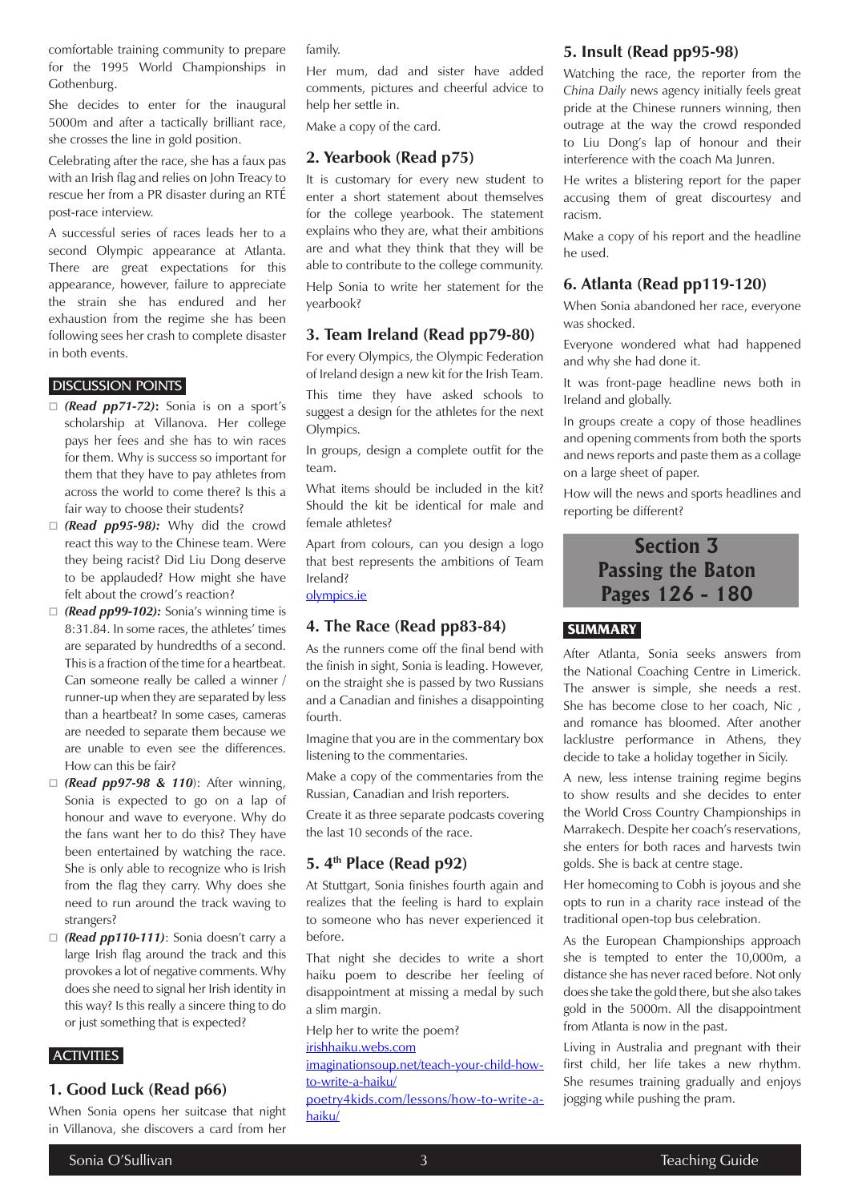comfortable training community to prepare for the 1995 World Championships in Gothenburg.

She decides to enter for the inaugural 5000m and after a tactically brilliant race, she crosses the line in gold position.

Celebrating after the race, she has a faux pas with an Irish flag and relies on John Treacy to rescue her from a PR disaster during an RTÉ post-race interview.

A successful series of races leads her to a second Olympic appearance at Atlanta. There are great expectations for this appearance, however, failure to appreciate the strain she has endured and her exhaustion from the regime she has been following sees her crash to complete disaster in both events.

## DISCUSSION POINTS

- ***(Read pp71-72)*:** Sonia is on a sport's scholarship at Villanova. Her college pays her fees and she has to win races for them. Why is success so important for them that they have to pay athletes from across the world to come there? Is this a fair way to choose their students?
- ***(Read pp95-98):*** Why did the crowd react this way to the Chinese team. Were they being racist? Did Liu Dong deserve to be applauded? How might she have felt about the crowd's reaction?
- ***(Read pp99-102):*** Sonia's winning time is 8:31.84. In some races, the athletes' times are separated by hundredths of a second. This is a fraction of the time for a heartbeat. Can someone really be called a winner / runner-up when they are separated by less than a heartbeat? In some cases, cameras are needed to separate them because we are unable to even see the differences. How can this be fair?
- ***(Read pp97-98 & 110)***: After winning, Sonia is expected to go on a lap of honour and wave to everyone. Why do the fans want her to do this? They have been entertained by watching the race. She is only able to recognize who is Irish from the flag they carry. Why does she need to run around the track waving to strangers?
- ***(Read pp110-111)***: Sonia doesn't carry a large Irish flag around the track and this provokes a lot of negative comments. Why does she need to signal her Irish identity in this way? Is this really a sincere thing to do or just something that is expected?

## ACTIVITIES

### 1. Good Luck (Read p66)

When Sonia opens her suitcase that night in Villanova, she discovers a card from her family.

Her mum, dad and sister have added comments, pictures and cheerful advice to help her settle in.

Make a copy of the card.

### 2. Yearbook (Read p75)

It is customary for every new student to enter a short statement about themselves for the college yearbook. The statement explains who they are, what their ambitions are and what they think that they will be able to contribute to the college community.

Help Sonia to write her statement for the yearbook?

### 3. Team Ireland (Read pp79-80)

For every Olympics, the Olympic Federation of Ireland design a new kit for the Irish Team.

This time they have asked schools to suggest a design for the athletes for the next Olympics.

In groups, design a complete outfit for the team.

What items should be included in the kit? Should the kit be identical for male and female athletes?

Apart from colours, can you design a logo that best represents the ambitions of Team Ireland?

olympics.ie

### 4. The Race (Read pp83-84)

As the runners come off the final bend with the finish in sight, Sonia is leading. However, on the straight she is passed by two Russians and a Canadian and finishes a disappointing fourth.

Imagine that you are in the commentary box listening to the commentaries.

Make a copy of the commentaries from the Russian, Canadian and Irish reporters.

Create it as three separate podcasts covering the last 10 seconds of the race.

### 5. 4th Place (Read p92)

At Stuttgart, Sonia finishes fourth again and realizes that the feeling is hard to explain to someone who has never experienced it before.

That night she decides to write a short haiku poem to describe her feeling of disappointment at missing a medal by such a slim margin.

Help her to write the poem?

irishhaiku.webs.com

imaginationsoup.net/teach-your-child-how-to-write-a-haiku/

poetry4kids.com/lessons/how-to-write-a-haiku/

### 5. Insult (Read pp95-98)

Watching the race, the reporter from the *China Daily* news agency initially feels great pride at the Chinese runners winning, then outrage at the way the crowd responded to Liu Dong's lap of honour and their interference with the coach Ma Junren.

He writes a blistering report for the paper accusing them of great discourtesy and racism.

Make a copy of his report and the headline he used.

### 6. Atlanta (Read pp119-120)

When Sonia abandoned her race, everyone was shocked.

Everyone wondered what had happened and why she had done it.

It was front-page headline news both in Ireland and globally.

In groups create a copy of those headlines and opening comments from both the sports and news reports and paste them as a collage on a large sheet of paper.

How will the news and sports headlines and reporting be different?

# Section 3 Passing the Baton Pages 126 - 180

## SUMMARY

After Atlanta, Sonia seeks answers from the National Coaching Centre in Limerick. The answer is simple, she needs a rest. She has become close to her coach, Nic , and romance has bloomed. After another lacklustre performance in Athens, they decide to take a holiday together in Sicily.

A new, less intense training regime begins to show results and she decides to enter the World Cross Country Championships in Marrakech. Despite her coach's reservations, she enters for both races and harvests twin golds. She is back at centre stage.

Her homecoming to Cobh is joyous and she opts to run in a charity race instead of the traditional open-top bus celebration.

As the European Championships approach she is tempted to enter the 10,000m, a distance she has never raced before. Not only does she take the gold there, but she also takes gold in the 5000m. All the disappointment from Atlanta is now in the past.

Living in Australia and pregnant with their first child, her life takes a new rhythm. She resumes training gradually and enjoys jogging while pushing the pram.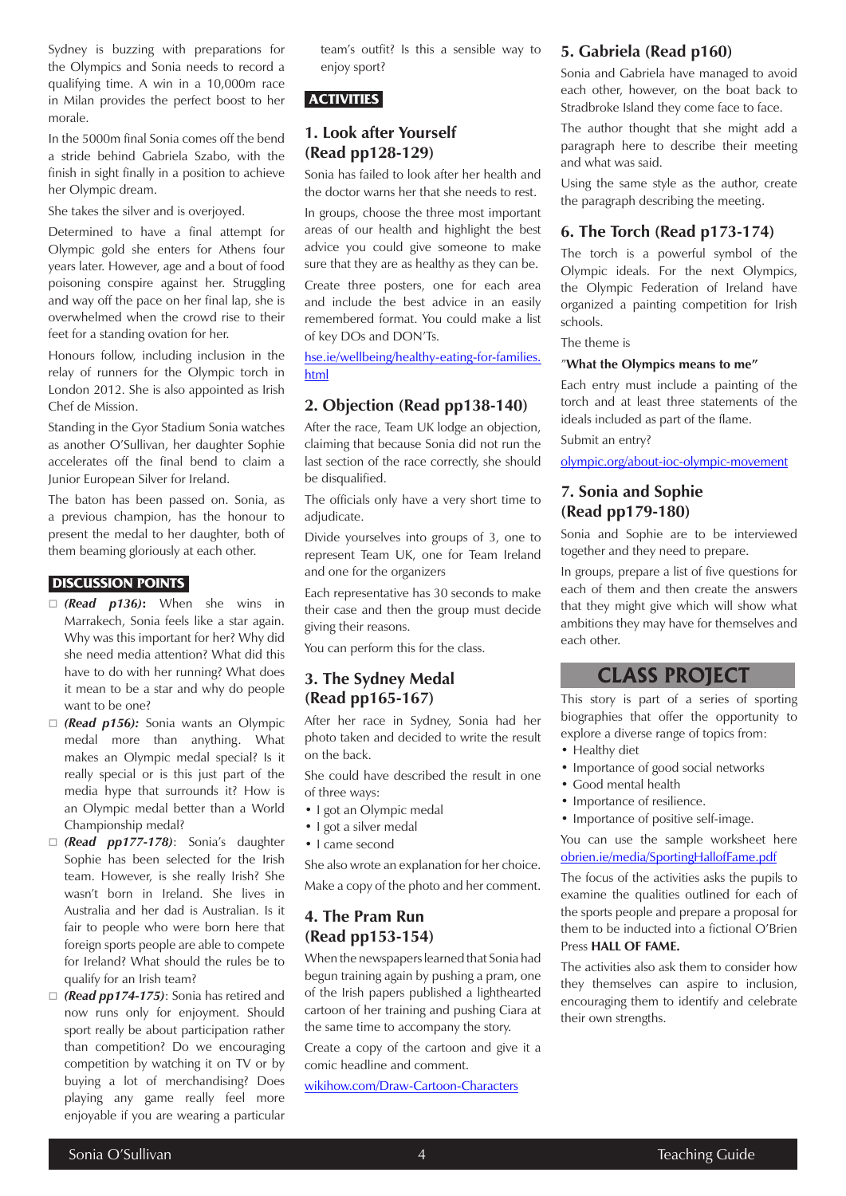Sydney is buzzing with preparations for the Olympics and Sonia needs to record a qualifying time. A win in a 10,000m race in Milan provides the perfect boost to her morale.

In the 5000m final Sonia comes off the bend a stride behind Gabriela Szabo, with the finish in sight finally in a position to achieve her Olympic dream.

She takes the silver and is overjoyed.

Determined to have a final attempt for Olympic gold she enters for Athens four years later. However, age and a bout of food poisoning conspire against her. Struggling and way off the pace on her final lap, she is overwhelmed when the crowd rise to their feet for a standing ovation for her.

Honours follow, including inclusion in the relay of runners for the Olympic torch in London 2012. She is also appointed as Irish Chef de Mission.

Standing in the Gyor Stadium Sonia watches as another O'Sullivan, her daughter Sophie accelerates off the final bend to claim a Junior European Silver for Ireland.

The baton has been passed on. Sonia, as a previous champion, has the honour to present the medal to her daughter, both of them beaming gloriously at each other.

## DISCUSSION POINTS

- ***(Read p136)***: When she wins in Marrakech, Sonia feels like a star again. Why was this important for her? Why did she need media attention? What did this have to do with her running? What does it mean to be a star and why do people want to be one?
- ***(Read p156):*** Sonia wants an Olympic medal more than anything. What makes an Olympic medal special? Is it really special or is this just part of the media hype that surrounds it? How is an Olympic medal better than a World Championship medal?
- ***(Read pp177-178)***: Sonia's daughter Sophie has been selected for the Irish team. However, is she really Irish? She wasn't born in Ireland. She lives in Australia and her dad is Australian. Is it fair to people who were born here that foreign sports people are able to compete for Ireland? What should the rules be to qualify for an Irish team?
- ***(Read pp174-175)***: Sonia has retired and now runs only for enjoyment. Should sport really be about participation rather than competition? Do we encouraging competition by watching it on TV or by buying a lot of merchandising? Does playing any game really feel more enjoyable if you are wearing a particular team's outfit? Is this a sensible way to enjoy sport?

## ACTIVITIES

### 1. Look after Yourself (Read pp128-129)

Sonia has failed to look after her health and the doctor warns her that she needs to rest.

In groups, choose the three most important areas of our health and highlight the best advice you could give someone to make sure that they are as healthy as they can be.

Create three posters, one for each area and include the best advice in an easily remembered format. You could make a list of key DOs and DON'Ts.

hse.ie/wellbeing/healthy-eating-for-families.html

### 2. Objection (Read pp138-140)

After the race, Team UK lodge an objection, claiming that because Sonia did not run the last section of the race correctly, she should be disqualified.

The officials only have a very short time to adjudicate.

Divide yourselves into groups of 3, one to represent Team UK, one for Team Ireland and one for the organizers

Each representative has 30 seconds to make their case and then the group must decide giving their reasons.

You can perform this for the class.

### 3. The Sydney Medal (Read pp165-167)

After her race in Sydney, Sonia had her photo taken and decided to write the result on the back.

She could have described the result in one of three ways:

- I got an Olympic medal
- I got a silver medal
- I came second

She also wrote an explanation for her choice.

Make a copy of the photo and her comment.

### 4. The Pram Run (Read pp153-154)

When the newspapers learned that Sonia had begun training again by pushing a pram, one of the Irish papers published a lighthearted cartoon of her training and pushing Ciara at the same time to accompany the story.

Create a copy of the cartoon and give it a comic headline and comment.

wikihow.com/Draw-Cartoon-Characters

### 5. Gabriela (Read p160)

Sonia and Gabriela have managed to avoid each other, however, on the boat back to Stradbroke Island they come face to face.

The author thought that she might add a paragraph here to describe their meeting and what was said.

Using the same style as the author, create the paragraph describing the meeting.

### 6. The Torch (Read p173-174)

The torch is a powerful symbol of the Olympic ideals. For the next Olympics, the Olympic Federation of Ireland have organized a painting competition for Irish schools.

The theme is

**"What the Olympics means to me"**

Each entry must include a painting of the torch and at least three statements of the ideals included as part of the flame.

Submit an entry?

olympic.org/about-ioc-olympic-movement

### 7. Sonia and Sophie (Read pp179-180)

Sonia and Sophie are to be interviewed together and they need to prepare.

In groups, prepare a list of five questions for each of them and then create the answers that they might give which will show what ambitions they may have for themselves and each other.

## CLASS PROJECT

This story is part of a series of sporting biographies that offer the opportunity to explore a diverse range of topics from:

- Healthy diet
- Importance of good social networks
- Good mental health
- Importance of resilience.
- Importance of positive self-image.

You can use the sample worksheet here obrien.ie/media/SportingHallofFame.pdf

The focus of the activities asks the pupils to examine the qualities outlined for each of the sports people and prepare a proposal for them to be inducted into a fictional O'Brien Press **HALL OF FAME.**

The activities also ask them to consider how they themselves can aspire to inclusion, encouraging them to identify and celebrate their own strengths.